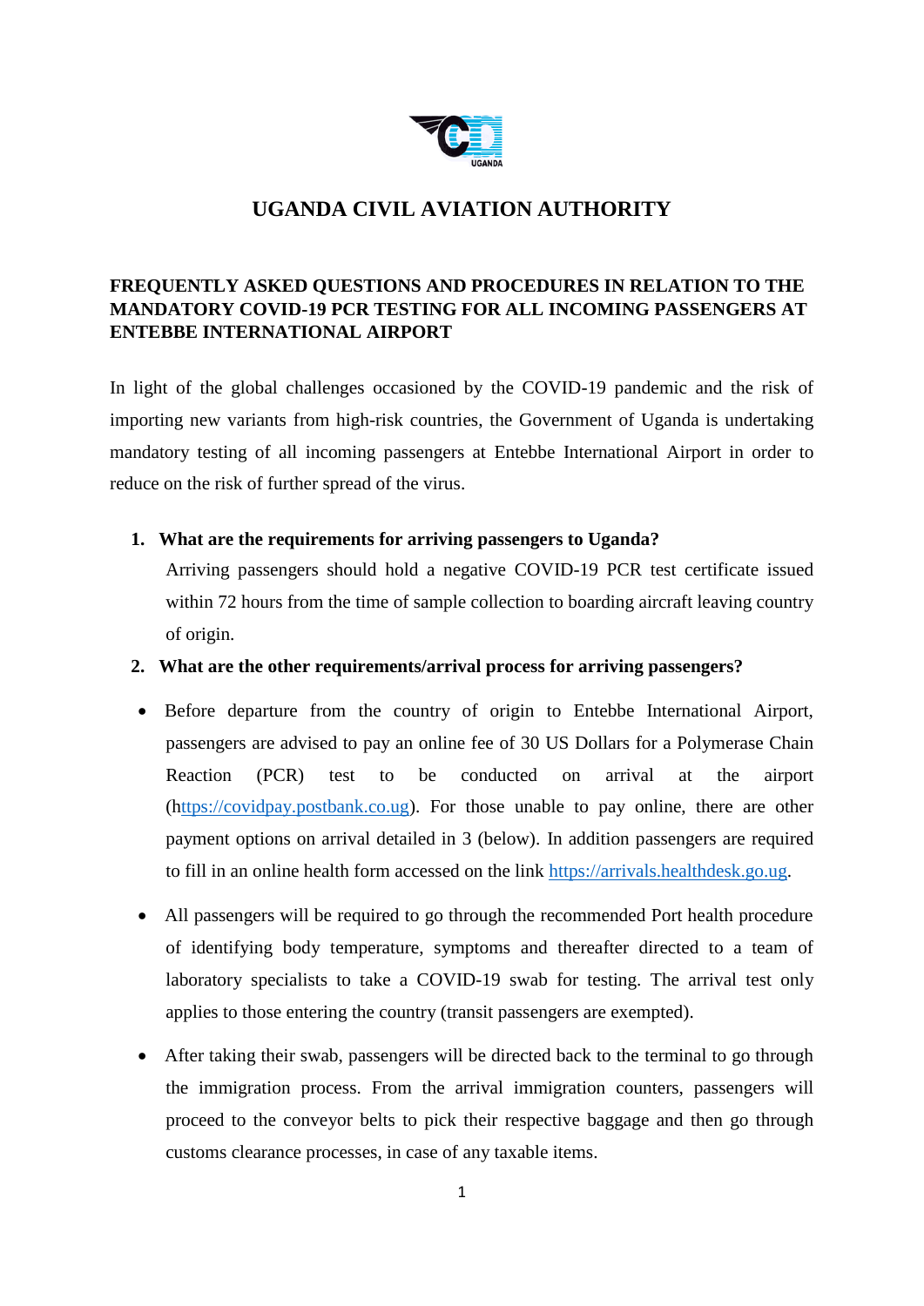# UGANDA CIVIL AVIATION AUTHORITY

## FREQUENTLY ASKED QUESTIONS AND PROCEDURES IN RELATION TO THE MANDATORY COVID-19 PCR TESTING FOR ALL INCOMING PASSENGERS AT ENTEBBE INTERNATIONAL AIRPORT

In light of the global challenges occasioned by the COVID-19 pandemic and the risk of importing new variants from high-risk countries, the Government of Uganda is undertaking mandatory testing of all incoming passengers at Entebbe International Airport in order to reduce on the risk of further spread of the virus.

1. **What are the requirements for arriving passengers to Uganda?**

   Arriving passengers should hold a negative COVID-19 PCR test certificate issued within 72 hours from the time of sample collection to boarding aircraft leaving country of origin.

2. **What are the other requirements/arrival process for arriving passengers?**

- Before departure from the country of origin to Entebbe International Airport, passengers are advised to pay an online fee of 30 US Dollars for a Polymerase Chain Reaction (PCR) test to be conducted on arrival at the airport (https://covidpay.postbank.co.ug). For those unable to pay online, there are other payment options on arrival detailed in 3 (below). In addition passengers are required to fill in an online health form accessed on the link https://arrivals.healthdesk.go.ug.

- All passengers will be required to go through the recommended Port health procedure of identifying body temperature, symptoms and thereafter directed to a team of laboratory specialists to take a COVID-19 swab for testing. The arrival test only applies to those entering the country (transit passengers are exempted).

- After taking their swab, passengers will be directed back to the terminal to go through the immigration process. From the arrival immigration counters, passengers will proceed to the conveyor belts to pick their respective baggage and then go through customs clearance processes, in case of any taxable items.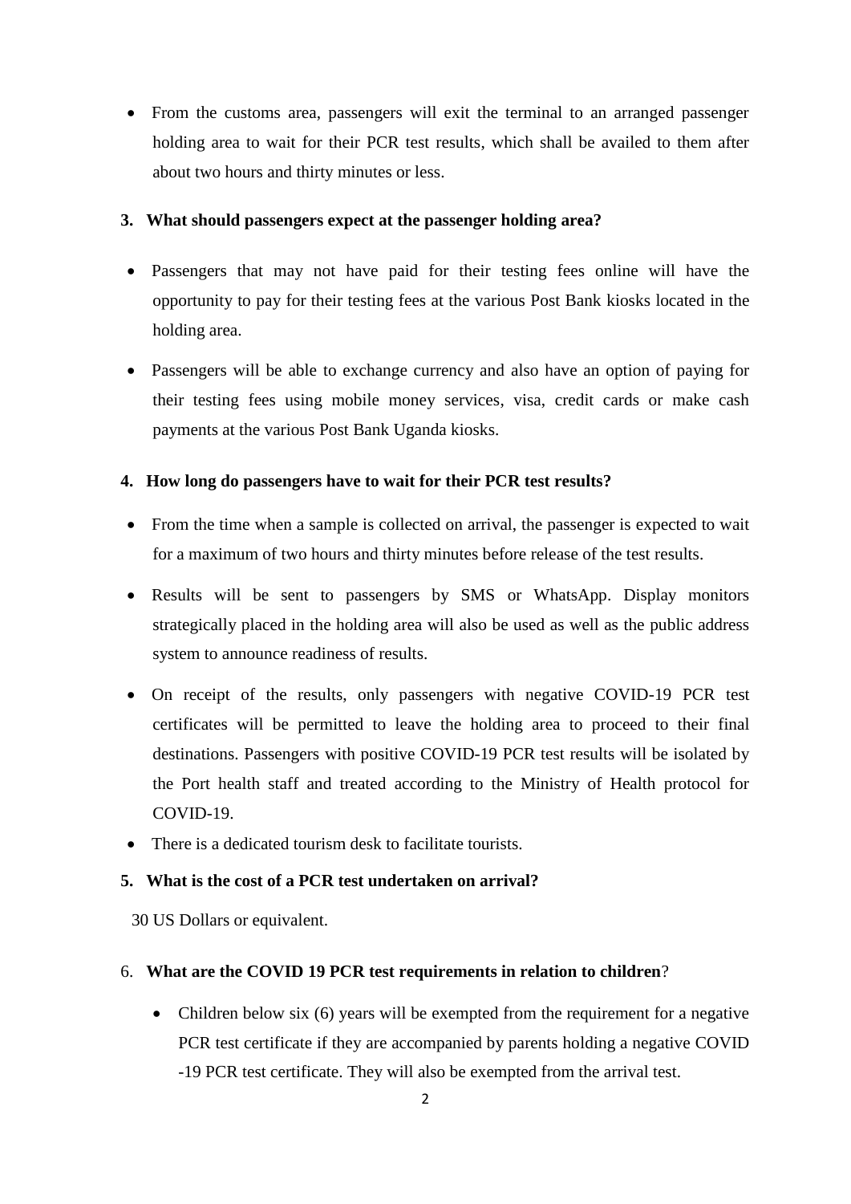- From the customs area, passengers will exit the terminal to an arranged passenger holding area to wait for their PCR test results, which shall be availed to them after about two hours and thirty minutes or less.

**3. What should passengers expect at the passenger holding area?**

- Passengers that may not have paid for their testing fees online will have the opportunity to pay for their testing fees at the various Post Bank kiosks located in the holding area.
- Passengers will be able to exchange currency and also have an option of paying for their testing fees using mobile money services, visa, credit cards or make cash payments at the various Post Bank Uganda kiosks.

**4. How long do passengers have to wait for their PCR test results?**

- From the time when a sample is collected on arrival, the passenger is expected to wait for a maximum of two hours and thirty minutes before release of the test results.
- Results will be sent to passengers by SMS or WhatsApp. Display monitors strategically placed in the holding area will also be used as well as the public address system to announce readiness of results.
- On receipt of the results, only passengers with negative COVID-19 PCR test certificates will be permitted to leave the holding area to proceed to their final destinations. Passengers with positive COVID-19 PCR test results will be isolated by the Port health staff and treated according to the Ministry of Health protocol for COVID-19.
- There is a dedicated tourism desk to facilitate tourists.

**5. What is the cost of a PCR test undertaken on arrival?**

30 US Dollars or equivalent.

6. **What are the COVID 19 PCR test requirements in relation to children**?

- Children below six (6) years will be exempted from the requirement for a negative PCR test certificate if they are accompanied by parents holding a negative COVID -19 PCR test certificate. They will also be exempted from the arrival test.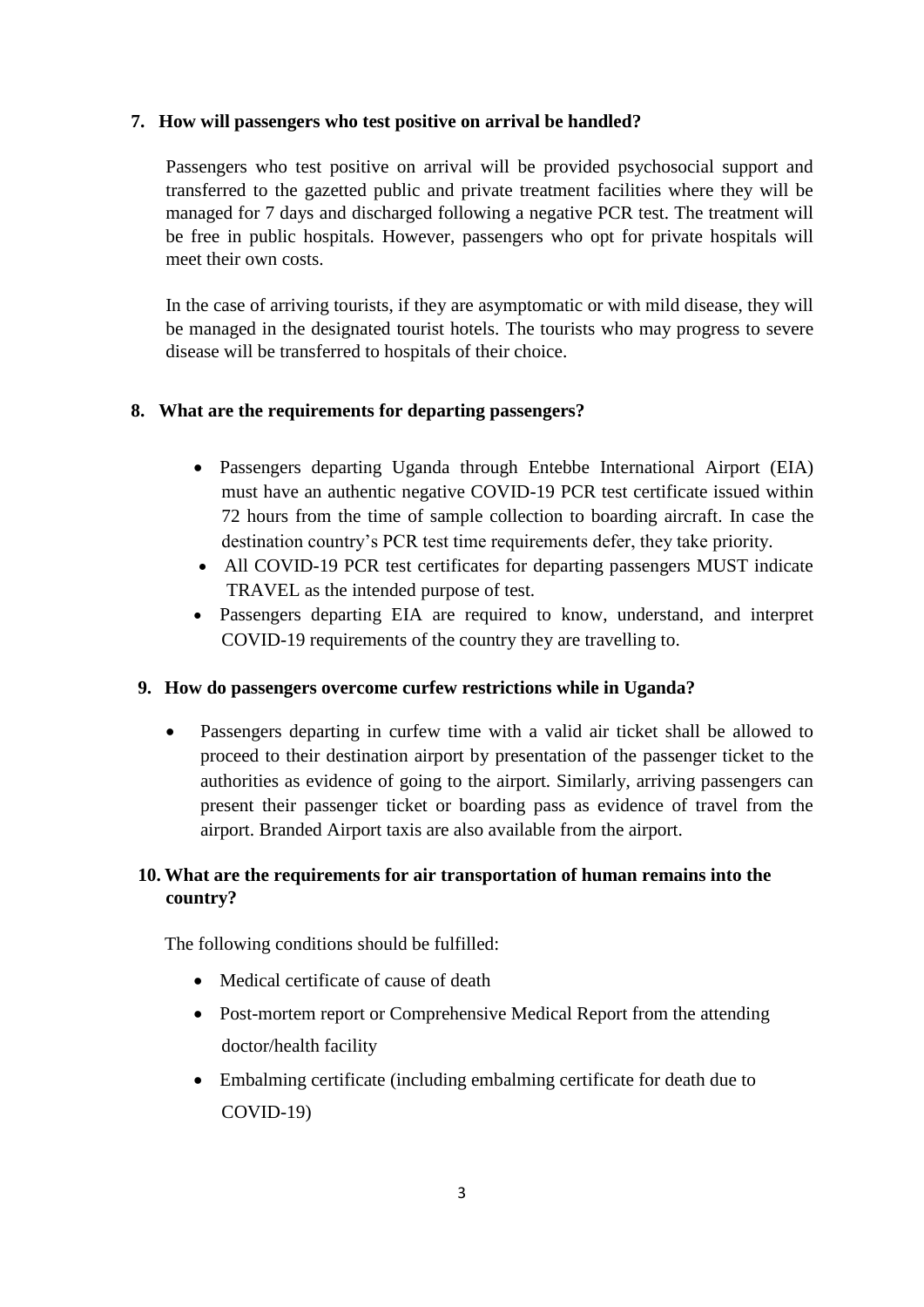### 7. How will passengers who test positive on arrival be handled?

Passengers who test positive on arrival will be provided psychosocial support and transferred to the gazetted public and private treatment facilities where they will be managed for 7 days and discharged following a negative PCR test. The treatment will be free in public hospitals. However, passengers who opt for private hospitals will meet their own costs.

In the case of arriving tourists, if they are asymptomatic or with mild disease, they will be managed in the designated tourist hotels. The tourists who may progress to severe disease will be transferred to hospitals of their choice.

### 8. What are the requirements for departing passengers?

- Passengers departing Uganda through Entebbe International Airport (EIA) must have an authentic negative COVID-19 PCR test certificate issued within 72 hours from the time of sample collection to boarding aircraft. In case the destination country's PCR test time requirements defer, they take priority.
- All COVID-19 PCR test certificates for departing passengers MUST indicate TRAVEL as the intended purpose of test.
- Passengers departing EIA are required to know, understand, and interpret COVID-19 requirements of the country they are travelling to.

### 9. How do passengers overcome curfew restrictions while in Uganda?

- Passengers departing in curfew time with a valid air ticket shall be allowed to proceed to their destination airport by presentation of the passenger ticket to the authorities as evidence of going to the airport. Similarly, arriving passengers can present their passenger ticket or boarding pass as evidence of travel from the airport. Branded Airport taxis are also available from the airport.

### 10. What are the requirements for air transportation of human remains into the country?

The following conditions should be fulfilled:

- Medical certificate of cause of death
- Post-mortem report or Comprehensive Medical Report from the attending doctor/health facility
- Embalming certificate (including embalming certificate for death due to COVID-19)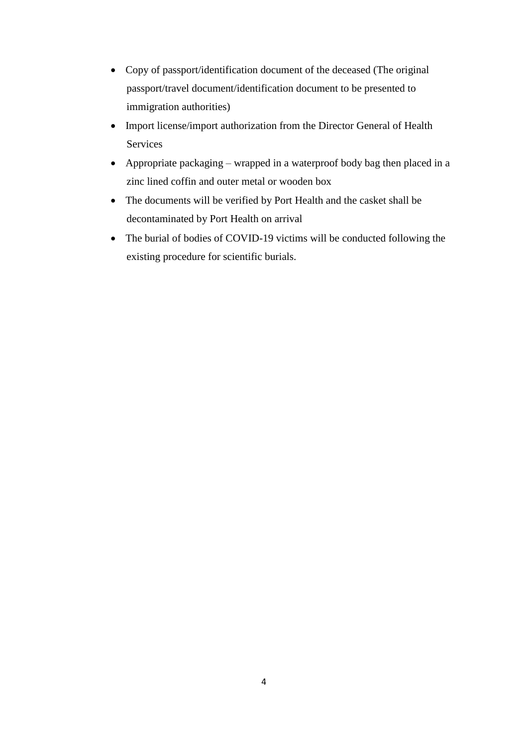- Copy of passport/identification document of the deceased (The original passport/travel document/identification document to be presented to immigration authorities)
- Import license/import authorization from the Director General of Health Services
- Appropriate packaging – wrapped in a waterproof body bag then placed in a zinc lined coffin and outer metal or wooden box
- The documents will be verified by Port Health and the casket shall be decontaminated by Port Health on arrival
- The burial of bodies of COVID-19 victims will be conducted following the existing procedure for scientific burials.